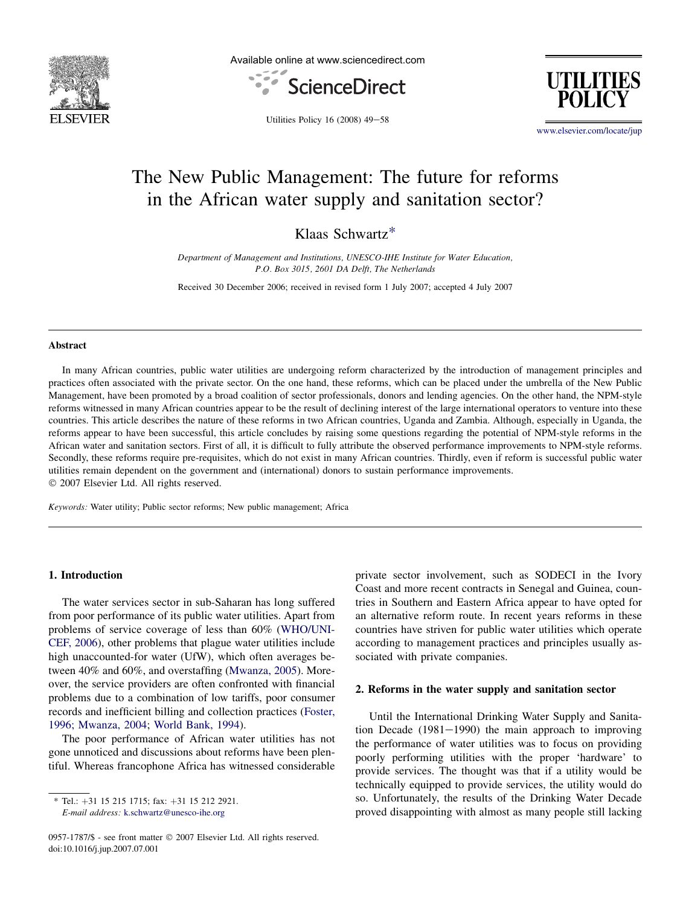# The New Public Management: The future for reforms in the African water supply and sanitation sector?

Klaas Schwartz*

*Department of Management and Institutions, UNESCO-IHE Institute for Water Education, P.O. Box 3015, 2601 DA Delft, The Netherlands*

Received 30 December 2006; received in revised form 1 July 2007; accepted 4 July 2007

## Abstract

In many African countries, public water utilities are undergoing reform characterized by the introduction of management principles and practices often associated with the private sector. On the one hand, these reforms, which can be placed under the umbrella of the New Public Management, have been promoted by a broad coalition of sector professionals, donors and lending agencies. On the other hand, the NPM-style reforms witnessed in many African countries appear to be the result of declining interest of the large international operators to venture into these countries. This article describes the nature of these reforms in two African countries, Uganda and Zambia. Although, especially in Uganda, the reforms appear to have been successful, this article concludes by raising some questions regarding the potential of NPM-style reforms in the African water and sanitation sectors. First of all, it is difficult to fully attribute the observed performance improvements to NPM-style reforms. Secondly, these reforms require pre-requisites, which do not exist in many African countries. Thirdly, even if reform is successful public water utilities remain dependent on the government and (international) donors to sustain performance improvements.

© 2007 Elsevier Ltd. All rights reserved.

*Keywords:* Water utility; Public sector reforms; New public management; Africa

## 1. Introduction

The water services sector in sub-Saharan has long suffered from poor performance of its public water utilities. Apart from problems of service coverage of less than 60% (WHO/UNICEF, 2006), other problems that plague water utilities include high unaccounted-for water (UfW), which often averages between 40% and 60%, and overstaffing (Mwanza, 2005). Moreover, the service providers are often confronted with financial problems due to a combination of low tariffs, poor consumer records and inefficient billing and collection practices (Foster, 1996; Mwanza, 2004; World Bank, 1994).

The poor performance of African water utilities has not gone unnoticed and discussions about reforms have been plentiful. Whereas francophone Africa has witnessed considerable private sector involvement, such as SODECI in the Ivory Coast and more recent contracts in Senegal and Guinea, countries in Southern and Eastern Africa appear to have opted for an alternative reform route. In recent years reforms in these countries have striven for public water utilities which operate according to management practices and principles usually associated with private companies.

## 2. Reforms in the water supply and sanitation sector

Until the International Drinking Water Supply and Sanitation Decade (1981–1990) the main approach to improving the performance of water utilities was to focus on providing poorly performing utilities with the proper 'hardware' to provide services. The thought was that if a utility would be technically equipped to provide services, the utility would do so. Unfortunately, the results of the Drinking Water Decade proved disappointing with almost as many people still lacking

---

* Tel.: +31 15 215 1715; fax: +31 15 212 2921.
*E-mail address:* k.schwartz@unesco-ihe.org

0957-1787/$ - see front matter © 2007 Elsevier Ltd. All rights reserved.
doi:10.1016/j.jup.2007.07.001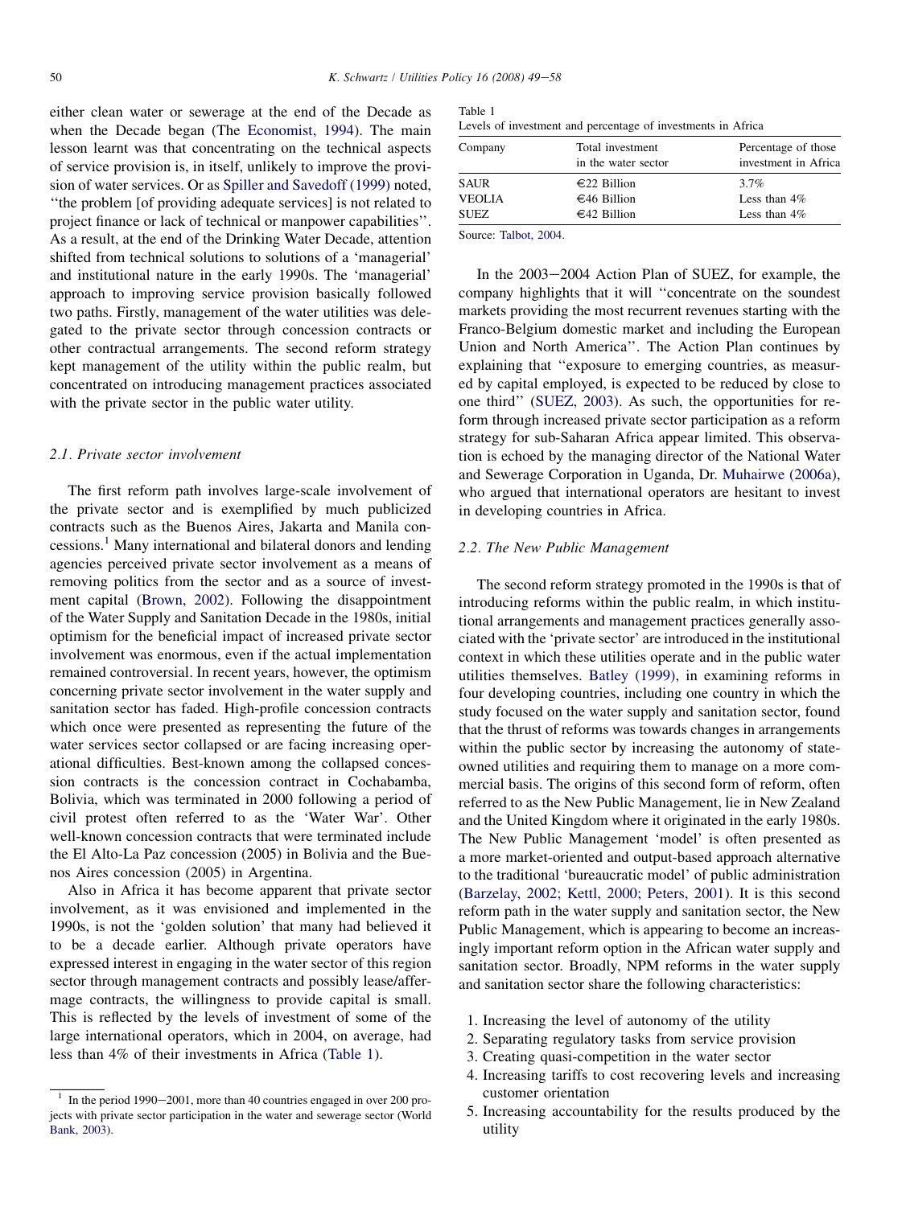either clean water or sewerage at the end of the Decade as when the Decade began (The Economist, 1994). The main lesson learnt was that concentrating on the technical aspects of service provision is, in itself, unlikely to improve the provision of water services. Or as Spiller and Savedoff (1999) noted, ''the problem [of providing adequate services] is not related to project finance or lack of technical or manpower capabilities''. As a result, at the end of the Drinking Water Decade, attention shifted from technical solutions to solutions of a 'managerial' and institutional nature in the early 1990s. The 'managerial' approach to improving service provision basically followed two paths. Firstly, management of the water utilities was delegated to the private sector through concession contracts or other contractual arrangements. The second reform strategy kept management of the utility within the public realm, but concentrated on introducing management practices associated with the private sector in the public water utility.

### 2.1. Private sector involvement

The first reform path involves large-scale involvement of the private sector and is exemplified by much publicized contracts such as the Buenos Aires, Jakarta and Manila concessions.[1] Many international and bilateral donors and lending agencies perceived private sector involvement as a means of removing politics from the sector and as a source of investment capital (Brown, 2002). Following the disappointment of the Water Supply and Sanitation Decade in the 1980s, initial optimism for the beneficial impact of increased private sector involvement was enormous, even if the actual implementation remained controversial. In recent years, however, the optimism concerning private sector involvement in the water supply and sanitation sector has faded. High-profile concession contracts which once were presented as representing the future of the water services sector collapsed or are facing increasing operational difficulties. Best-known among the collapsed concession contracts is the concession contract in Cochabamba, Bolivia, which was terminated in 2000 following a period of civil protest often referred to as the 'Water War'. Other well-known concession contracts that were terminated include the El Alto-La Paz concession (2005) in Bolivia and the Buenos Aires concession (2005) in Argentina.

Also in Africa it has become apparent that private sector involvement, as it was envisioned and implemented in the 1990s, is not the 'golden solution' that many had believed it to be a decade earlier. Although private operators have expressed interest in engaging in the water sector of this region sector through management contracts and possibly lease/affermage contracts, the willingness to provide capital is small. This is reflected by the levels of investment of some of the large international operators, which in 2004, on average, had less than 4% of their investments in Africa (Table 1).

[1] In the period 1990–2001, more than 40 countries engaged in over 200 projects with private sector participation in the water and sewerage sector (World Bank, 2003).

Table 1
Levels of investment and percentage of investments in Africa

| Company | Total investment in the water sector | Percentage of those investment in Africa |
|---|---|---|
| SAUR | €22 Billion | 3.7% |
| VEOLIA | €46 Billion | Less than 4% |
| SUEZ | €42 Billion | Less than 4% |

Source: Talbot, 2004.

In the 2003–2004 Action Plan of SUEZ, for example, the company highlights that it will ''concentrate on the soundest markets providing the most recurrent revenues starting with the Franco-Belgium domestic market and including the European Union and North America''. The Action Plan continues by explaining that ''exposure to emerging countries, as measured by capital employed, is expected to be reduced by close to one third'' (SUEZ, 2003). As such, the opportunities for reform through increased private sector participation as a reform strategy for sub-Saharan Africa appear limited. This observation is echoed by the managing director of the National Water and Sewerage Corporation in Uganda, Dr. Muhairwe (2006a), who argued that international operators are hesitant to invest in developing countries in Africa.

### 2.2. The New Public Management

The second reform strategy promoted in the 1990s is that of introducing reforms within the public realm, in which institutional arrangements and management practices generally associated with the 'private sector' are introduced in the institutional context in which these utilities operate and in the public water utilities themselves. Batley (1999), in examining reforms in four developing countries, including one country in which the study focused on the water supply and sanitation sector, found that the thrust of reforms was towards changes in arrangements within the public sector by increasing the autonomy of state-owned utilities and requiring them to manage on a more commercial basis. The origins of this second form of reform, often referred to as the New Public Management, lie in New Zealand and the United Kingdom where it originated in the early 1980s. The New Public Management 'model' is often presented as a more market-oriented and output-based approach alternative to the traditional 'bureaucratic model' of public administration (Barzelay, 2002; Kettl, 2000; Peters, 2001). It is this second reform path in the water supply and sanitation sector, the New Public Management, which is appearing to become an increasingly important reform option in the African water supply and sanitation sector. Broadly, NPM reforms in the water supply and sanitation sector share the following characteristics:

1. Increasing the level of autonomy of the utility
2. Separating regulatory tasks from service provision
3. Creating quasi-competition in the water sector
4. Increasing tariffs to cost recovering levels and increasing customer orientation
5. Increasing accountability for the results produced by the utility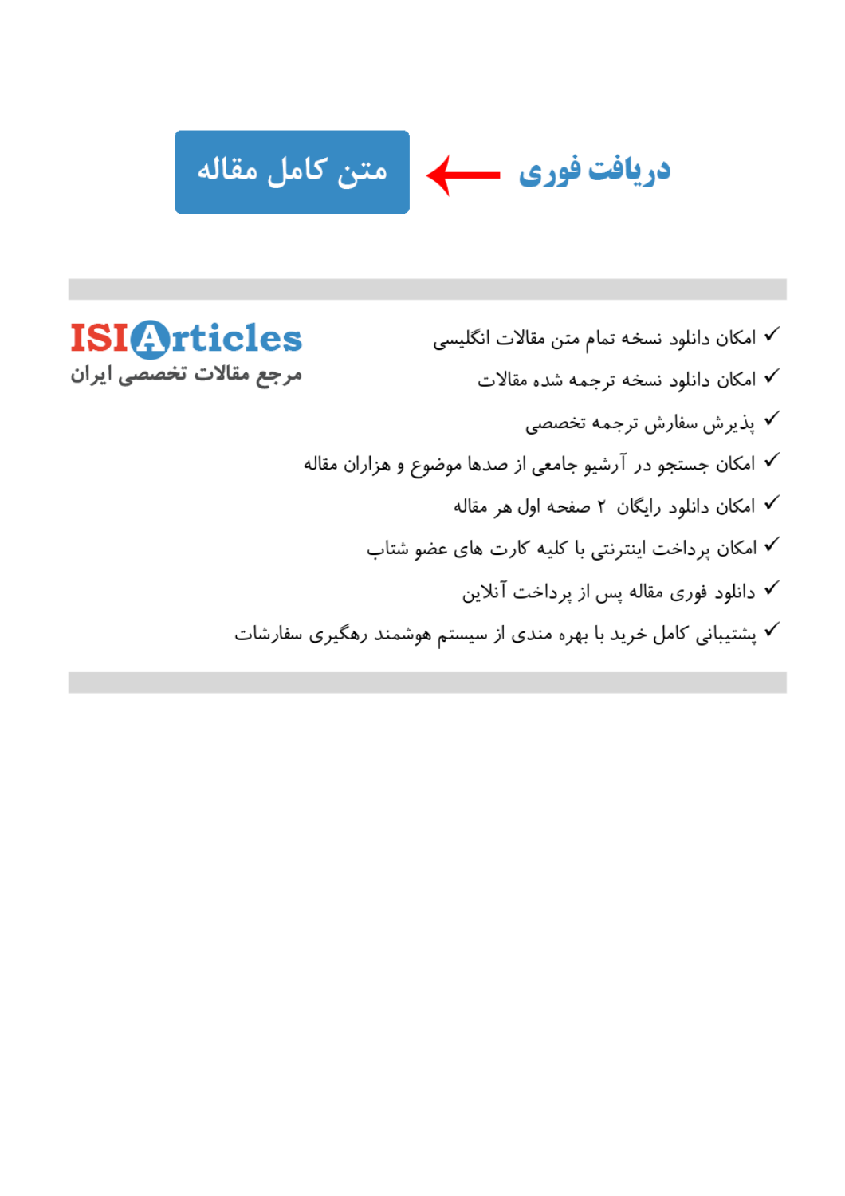دریافت فوری ← متن کامل مقاله

**ISIArticles**
مرجع مقالات تخصصی ایران

- ✓ امکان دانلود نسخه تمام متن مقالات انگلیسی
- ✓ امکان دانلود نسخه ترجمه شده مقالات
- ✓ پذیرش سفارش ترجمه تخصصی
- ✓ امکان جستجو در آرشیو جامعی از صدها موضوع و هزاران مقاله
- ✓ امکان دانلود رایگان ۲ صفحه اول هر مقاله
- ✓ امکان پرداخت اینترنتی با کلیه کارت های عضو شتاب
- ✓ دانلود فوری مقاله پس از پرداخت آنلاین
- ✓ پشتیبانی کامل خرید با بهره مندی از سیستم هوشمند رهگیری سفارشات